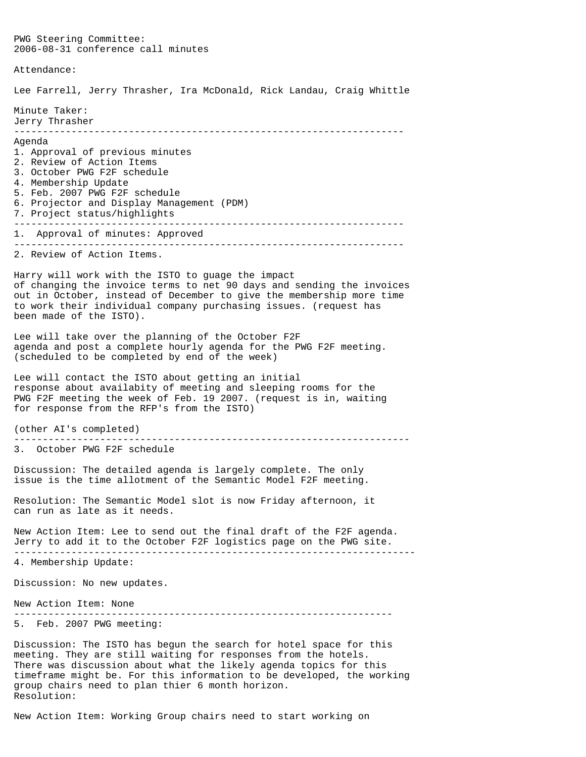PWG Steering Committee:
2006-08-31 conference call minutes

Attendance:

Lee Farrell, Jerry Thrasher, Ira McDonald, Rick Landau, Craig Whittle

Minute Taker:
Jerry Thrasher

---

Agenda

1. Approval of previous minutes
2. Review of Action Items
3. October PWG F2F schedule
4. Membership Update
5. Feb. 2007 PWG F2F schedule
6. Projector and Display Management (PDM)
7. Project status/highlights

---

1. Approval of minutes: Approved

---

2. Review of Action Items.

Harry will work with the ISTO to guage the impact of changing the invoice terms to net 90 days and sending the invoices out in October, instead of December to give the membership more time to work their individual company purchasing issues. (request has been made of the ISTO).

Lee will take over the planning of the October F2F agenda and post a complete hourly agenda for the PWG F2F meeting. (scheduled to be completed by end of the week)

Lee will contact the ISTO about getting an initial response about availabity of meeting and sleeping rooms for the PWG F2F meeting the week of Feb. 19 2007. (request is in, waiting for response from the RFP's from the ISTO)

(other AI's completed)

---

3. October PWG F2F schedule

Discussion: The detailed agenda is largely complete. The only issue is the time allotment of the Semantic Model F2F meeting.

Resolution: The Semantic Model slot is now Friday afternoon, it can run as late as it needs.

New Action Item: Lee to send out the final draft of the F2F agenda. Jerry to add it to the October F2F logistics page on the PWG site.

---

4. Membership Update:

Discussion: No new updates.

New Action Item: None

---

5. Feb. 2007 PWG meeting:

Discussion: The ISTO has begun the search for hotel space for this meeting. They are still waiting for responses from the hotels. There was discussion about what the likely agenda topics for this timeframe might be. For this information to be developed, the working group chairs need to plan thier 6 month horizon.
Resolution:

New Action Item: Working Group chairs need to start working on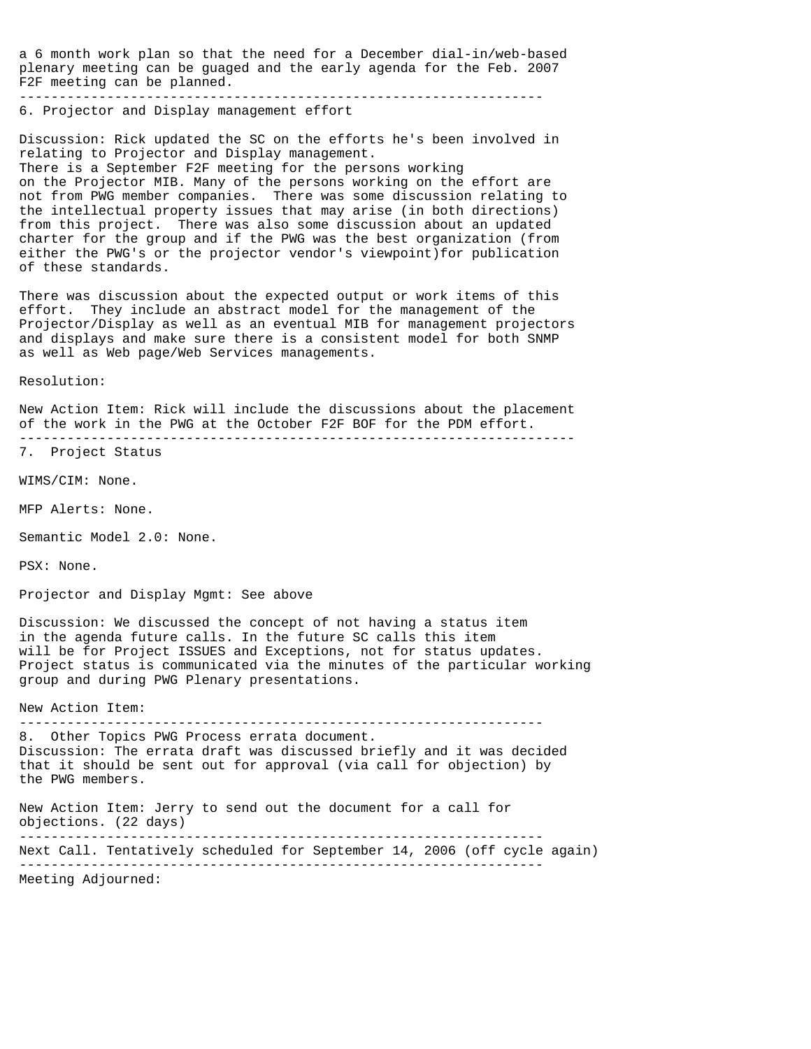a 6 month work plan so that the need for a December dial-in/web-based plenary meeting can be guaged and the early agenda for the Feb. 2007 F2F meeting can be planned.

---

6. Projector and Display management effort

Discussion: Rick updated the SC on the efforts he's been involved in relating to Projector and Display management.
There is a September F2F meeting for the persons working on the Projector MIB. Many of the persons working on the effort are not from PWG member companies. There was some discussion relating to the intellectual property issues that may arise (in both directions) from this project. There was also some discussion about an updated charter for the group and if the PWG was the best organization (from either the PWG's or the projector vendor's viewpoint)for publication of these standards.

There was discussion about the expected output or work items of this effort. They include an abstract model for the management of the Projector/Display as well as an eventual MIB for management projectors and displays and make sure there is a consistent model for both SNMP as well as Web page/Web Services managements.

Resolution:

New Action Item: Rick will include the discussions about the placement of the work in the PWG at the October F2F BOF for the PDM effort.

---

7. Project Status

WIMS/CIM: None.

MFP Alerts: None.

Semantic Model 2.0: None.

PSX: None.

Projector and Display Mgmt: See above

Discussion: We discussed the concept of not having a status item in the agenda future calls. In the future SC calls this item will be for Project ISSUES and Exceptions, not for status updates. Project status is communicated via the minutes of the particular working group and during PWG Plenary presentations.

New Action Item:

---

8. Other Topics PWG Process errata document.
Discussion: The errata draft was discussed briefly and it was decided that it should be sent out for approval (via call for objection) by the PWG members.

New Action Item: Jerry to send out the document for a call for objections. (22 days)

---

Next Call. Tentatively scheduled for September 14, 2006 (off cycle again)

---

Meeting Adjourned: